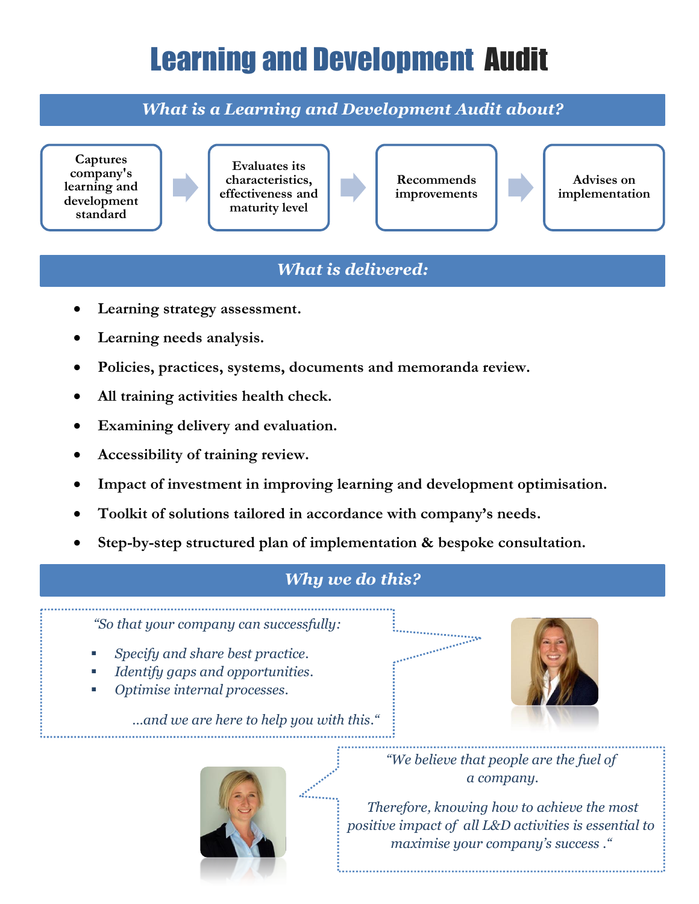# Learning and Development Audit

## *What is a Learning and Development Audit about?*

Captures company's learning and development standard → Evaluates its characteristics, effectiveness and maturity level → Recommends improvements → Advises on implementation

## *What is delivered:*

- **Learning strategy assessment.**
- **Learning needs analysis.**
- **Policies, practices, systems, documents and memoranda review.**
- **All training activities health check.**
- **Examining delivery and evaluation.**
- **Accessibility of training review.**
- **Impact of investment in improving learning and development optimisation.**
- **Toolkit of solutions tailored in accordance with company's needs.**
- **Step-by-step structured plan of implementation & bespoke consultation.**

## *Why we do this?*

*"So that your company can successfully:*

- *Specify and share best practice.*
- *Identify gaps and opportunities.*
- *Optimise internal processes.*

*...and we are here to help you with this."*

*"We believe that people are the fuel of a company.*

*Therefore, knowing how to achieve the most positive impact of all L&D activities is essential to maximise your company's success ."*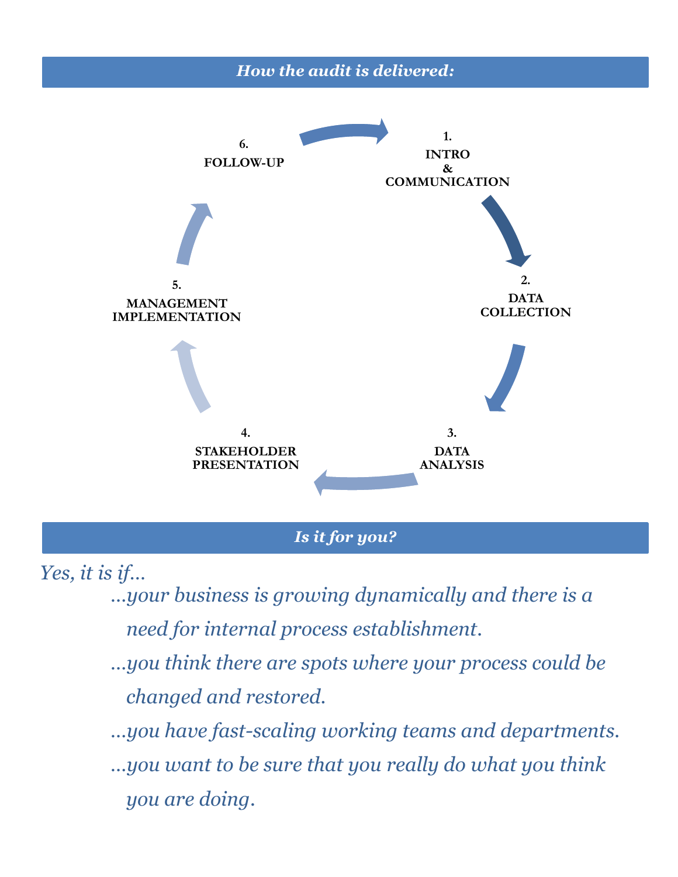## *How the audit is delivered:*

1. INTRO & COMMUNICATION

2. DATA COLLECTION

3. DATA ANALYSIS

4. STAKEHOLDER PRESENTATION

5. MANAGEMENT IMPLEMENTATION

6. FOLLOW-UP

## *Is it for you?*

*Yes, it is if…*

*…your business is growing dynamically and there is a need for internal process establishment.*

*…you think there are spots where your process could be changed and restored.*

*…you have fast-scaling working teams and departments.*

*…you want to be sure that you really do what you think you are doing.*